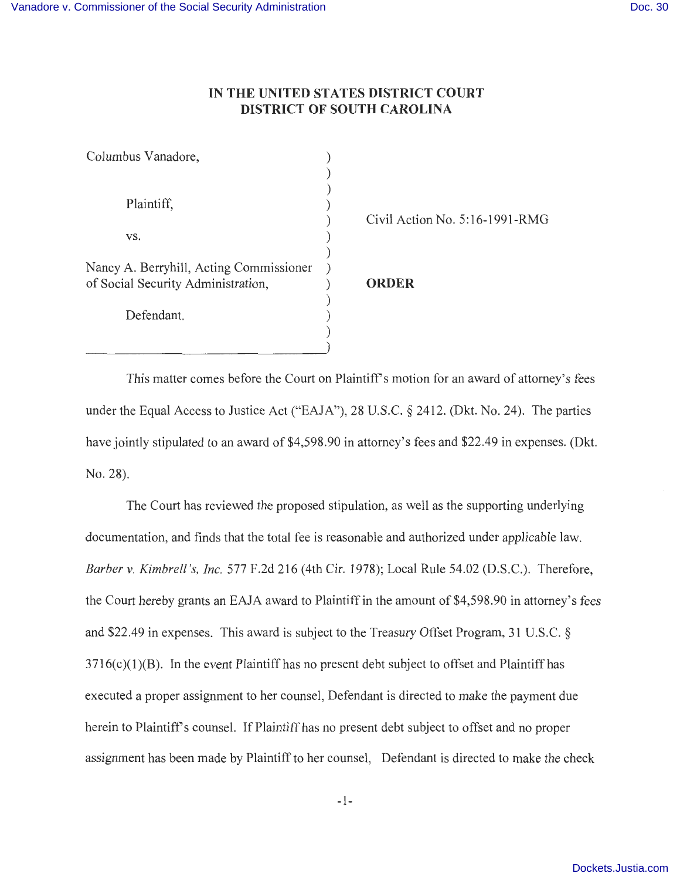# IN THE UNITED STATES DISTRICT COURT
# DISTRICT OF SOUTH CAROLINA

Columbus Vanadore,

Plaintiff,

vs.

Nancy A. Berryhill, Acting Commissioner of Social Security Administration,

Defendant.

Civil Action No. 5:16-1991-RMG

**ORDER**

This matter comes before the Court on Plaintiff's motion for an award of attorney's fees under the Equal Access to Justice Act ("EAJA"), 28 U.S.C. § 2412. (Dkt. No. 24). The parties have jointly stipulated to an award of $4,598.90 in attorney's fees and $22.49 in expenses. (Dkt. No. 28).

The Court has reviewed the proposed stipulation, as well as the supporting underlying documentation, and finds that the total fee is reasonable and authorized under applicable law. *Barber v. Kimbrell's, Inc.* 577 F.2d 216 (4th Cir. 1978); Local Rule 54.02 (D.S.C.). Therefore, the Court hereby grants an EAJA award to Plaintiff in the amount of $4,598.90 in attorney's fees and $22.49 in expenses. This award is subject to the Treasury Offset Program, 31 U.S.C. § 3716(c)(1)(B). In the event Plaintiff has no present debt subject to offset and Plaintiff has executed a proper assignment to her counsel, Defendant is directed to make the payment due herein to Plaintiff's counsel. If Plaintiff has no present debt subject to offset and no proper assignment has been made by Plaintiff to her counsel, Defendant is directed to make the check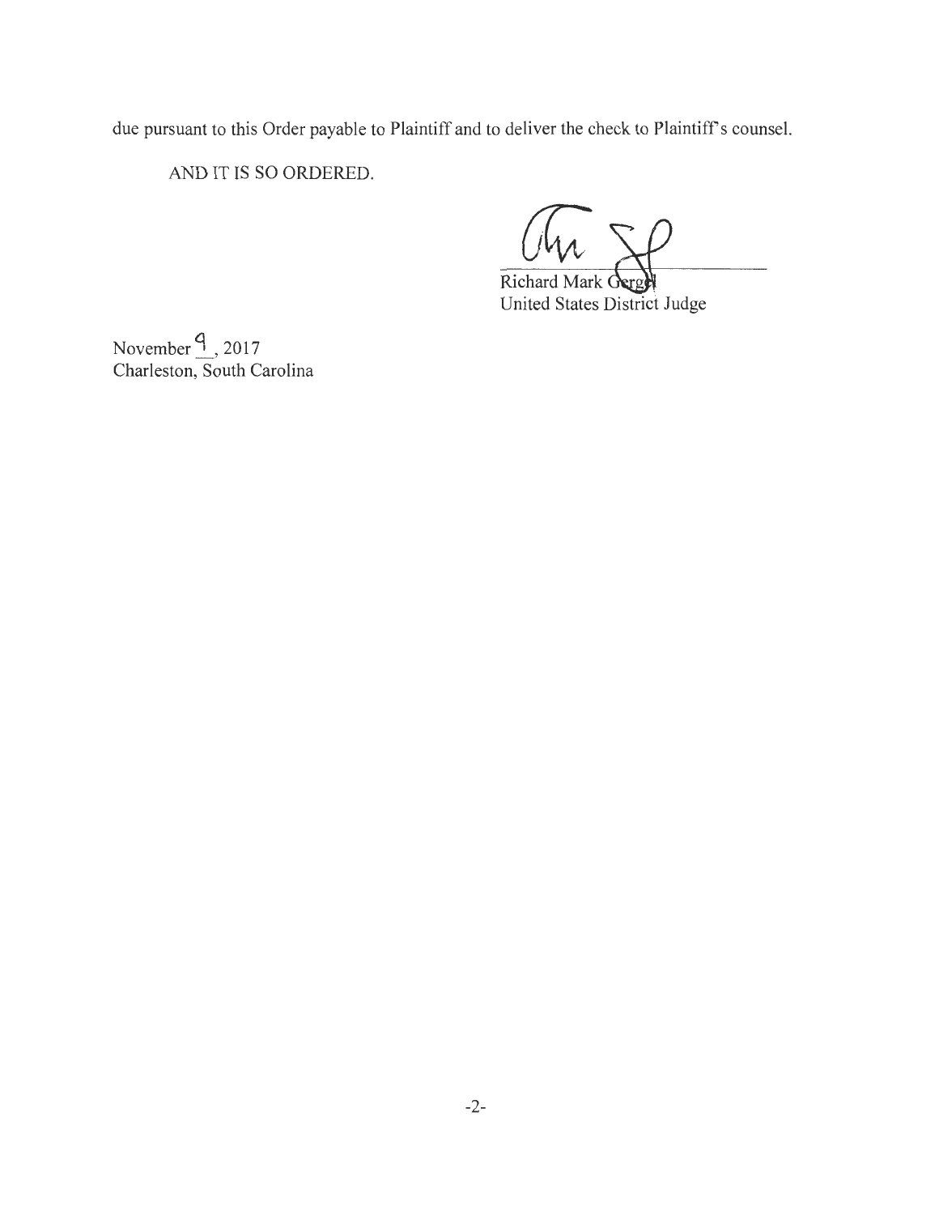due pursuant to this Order payable to Plaintiff and to deliver the check to Plaintiff's counsel.

AND IT IS SO ORDERED.

Richard Mark Gergel
United States District Judge

November 9, 2017
Charleston, South Carolina